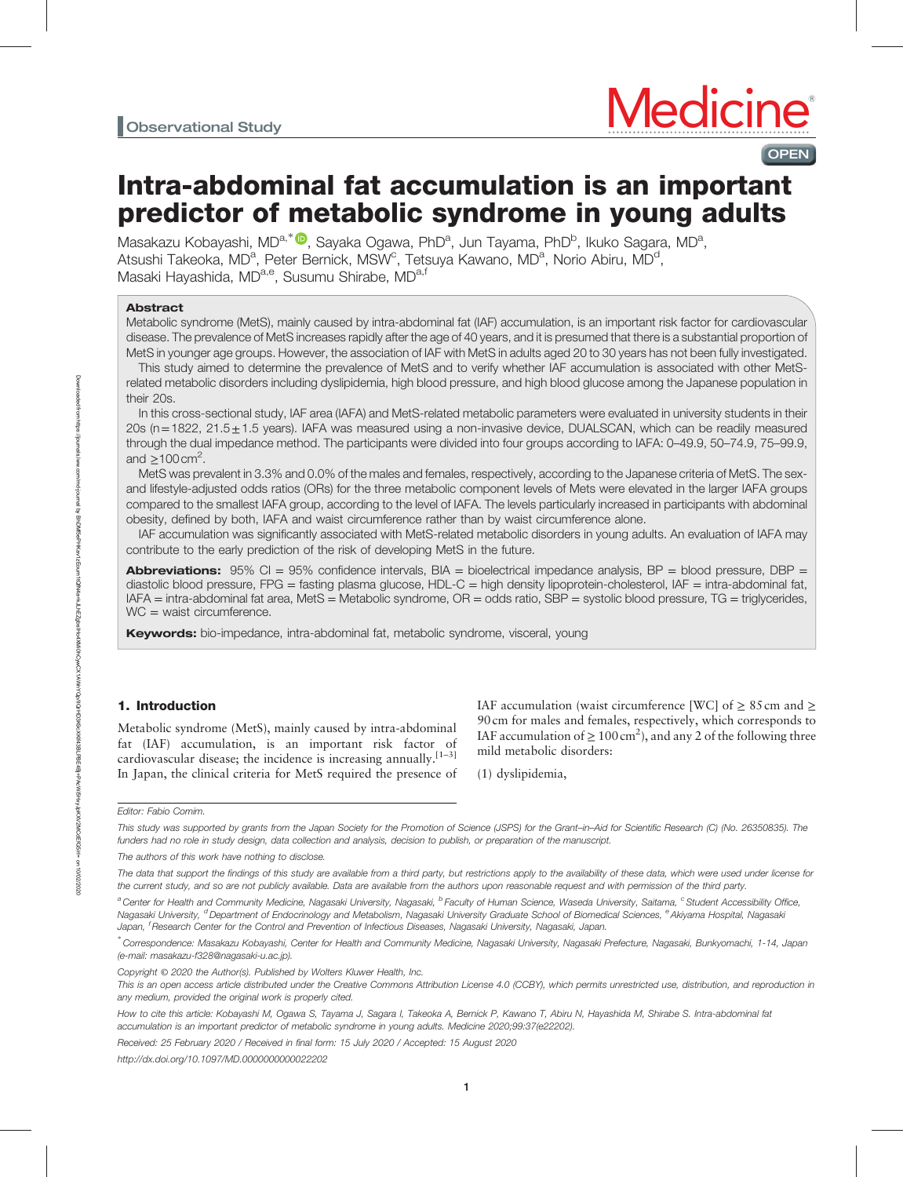Observational Study

# Intra-abdominal fat accumulation is an important predictor of metabolic syndrome in young adults

Masakazu Kobayashi, MD[a,*], Sayaka Ogawa, PhD[a], Jun Tayama, PhD[b], Ikuko Sagara, MD[a], Atsushi Takeoka, MD[a], Peter Bernick, MSW[c], Tetsuya Kawano, MD[a], Norio Abiru, MD[d], Masaki Hayashida, MD[a,e], Susumu Shirabe, MD[a,f]

## Abstract

Metabolic syndrome (MetS), mainly caused by intra-abdominal fat (IAF) accumulation, is an important risk factor for cardiovascular disease. The prevalence of MetS increases rapidly after the age of 40 years, and it is presumed that there is a substantial proportion of MetS in younger age groups. However, the association of IAF with MetS in adults aged 20 to 30 years has not been fully investigated.

This study aimed to determine the prevalence of MetS and to verify whether IAF accumulation is associated with other MetS-related metabolic disorders including dyslipidemia, high blood pressure, and high blood glucose among the Japanese population in their 20s.

In this cross-sectional study, IAF area (IAFA) and MetS-related metabolic parameters were evaluated in university students in their 20s ($n=1822$, $21.5\pm1.5$ years). IAFA was measured using a non-invasive device, DUALSCAN, which can be readily measured through the dual impedance method. The participants were divided into four groups according to IAFA: 0–49.9, 50–74.9, 75–99.9, and $\geq$100 cm$^2$.

MetS was prevalent in 3.3% and 0.0% of the males and females, respectively, according to the Japanese criteria of MetS. The sex- and lifestyle-adjusted odds ratios (ORs) for the three metabolic component levels of Mets were elevated in the larger IAFA groups compared to the smallest IAFA group, according to the level of IAFA. The levels particularly increased in participants with abdominal obesity, defined by both, IAFA and waist circumference rather than by waist circumference alone.

IAF accumulation was significantly associated with MetS-related metabolic disorders in young adults. An evaluation of IAFA may contribute to the early prediction of the risk of developing MetS in the future.

**Abbreviations:** 95% CI = 95% confidence intervals, BIA = bioelectrical impedance analysis, BP = blood pressure, DBP = diastolic blood pressure, FPG = fasting plasma glucose, HDL-C = high density lipoprotein-cholesterol, IAF = intra-abdominal fat, IAFA = intra-abdominal fat area, MetS = Metabolic syndrome, OR = odds ratio, SBP = systolic blood pressure, TG = triglycerides, WC = waist circumference.

**Keywords:** bio-impedance, intra-abdominal fat, metabolic syndrome, visceral, young

## 1. Introduction

Metabolic syndrome (MetS), mainly caused by intra-abdominal fat (IAF) accumulation, is an important risk factor of cardiovascular disease; the incidence is increasing annually.[1–3] In Japan, the clinical criteria for MetS required the presence of IAF accumulation (waist circumference [WC] of $\geq$ 85 cm and $\geq$ 90 cm for males and females, respectively, which corresponds to IAF accumulation of $\geq$ 100 cm$^2$), and any 2 of the following three mild metabolic disorders:

(1) dyslipidemia,

---

Editor: Fabio Comim.

This study was supported by grants from the Japan Society for the Promotion of Science (JSPS) for the Grant–in–Aid for Scientific Research (C) (No. 26350835). The funders had no role in study design, data collection and analysis, decision to publish, or preparation of the manuscript.

The authors of this work have nothing to disclose.

The data that support the findings of this study are available from a third party, but restrictions apply to the availability of these data, which were used under license for the current study, and so are not publicly available. Data are available from the authors upon reasonable request and with permission of the third party.

[a] Center for Health and Community Medicine, Nagasaki University, Nagasaki, [b] Faculty of Human Science, Waseda University, Saitama, [c] Student Accessibility Office, Nagasaki University, [d] Department of Endocrinology and Metabolism, Nagasaki University Graduate School of Biomedical Sciences, [e] Akiyama Hospital, Nagasaki Japan, [f] Research Center for the Control and Prevention of Infectious Diseases, Nagasaki University, Nagasaki, Japan.

[*] Correspondence: Masakazu Kobayashi, Center for Health and Community Medicine, Nagasaki University, Nagasaki Prefecture, Nagasaki, Bunkyomachi, 1-14, Japan (e-mail: masakazu-f328@nagasaki-u.ac.jp).

Copyright © 2020 the Author(s). Published by Wolters Kluwer Health, Inc.

This is an open access article distributed under the Creative Commons Attribution License 4.0 (CCBY), which permits unrestricted use, distribution, and reproduction in any medium, provided the original work is properly cited.

How to cite this article: Kobayashi M, Ogawa S, Tayama J, Sagara I, Takeoka A, Bernick P, Kawano T, Abiru N, Hayashida M, Shirabe S. Intra-abdominal fat accumulation is an important predictor of metabolic syndrome in young adults. Medicine 2020;99:37(e22202).

Received: 25 February 2020 / Received in final form: 15 July 2020 / Accepted: 15 August 2020

http://dx.doi.org/10.1097/MD.0000000000022202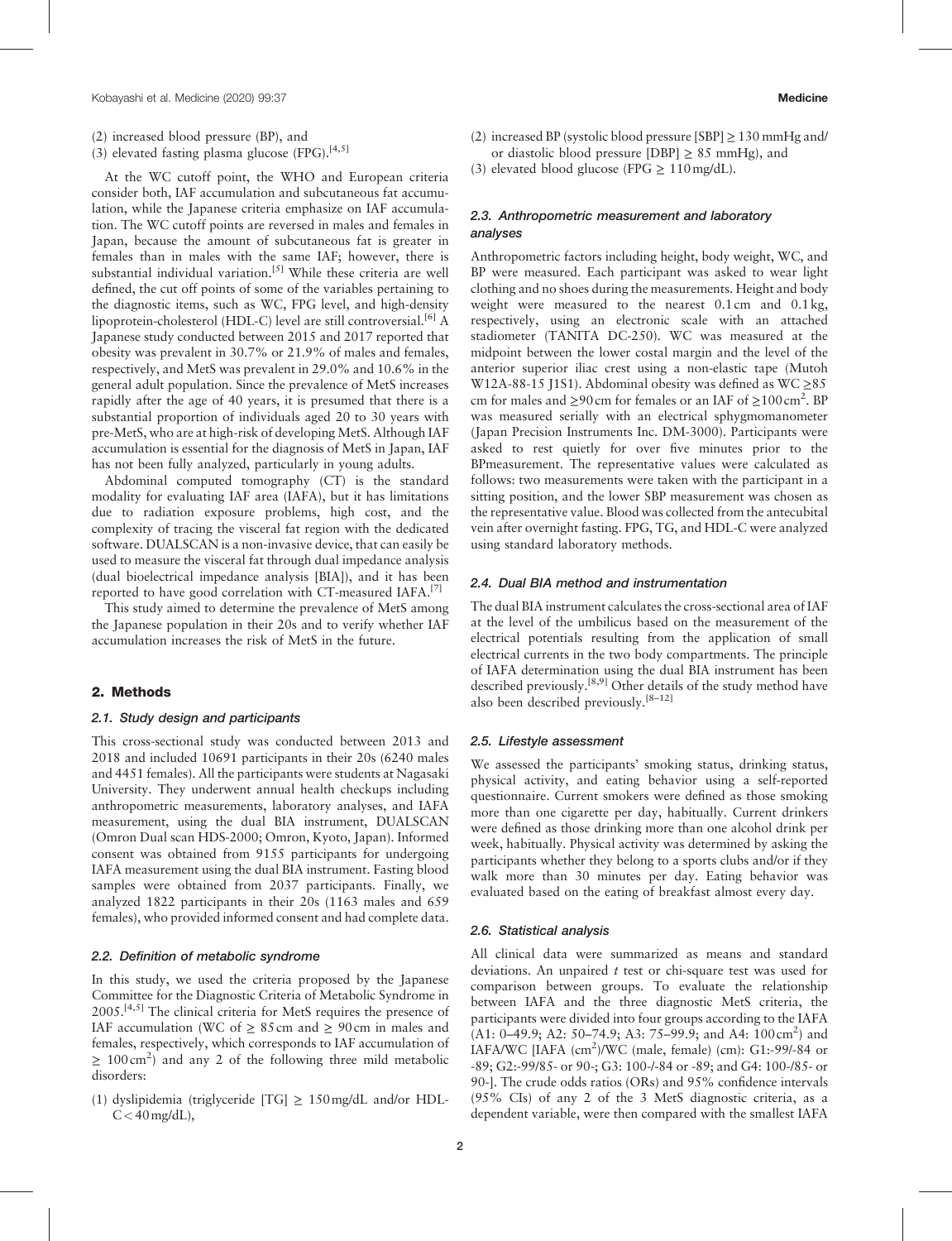(2) increased blood pressure (BP), and

(3) elevated fasting plasma glucose (FPG).[4,5]

At the WC cutoff point, the WHO and European criteria consider both, IAF accumulation and subcutaneous fat accumulation, while the Japanese criteria emphasize on IAF accumulation. The WC cutoff points are reversed in males and females in Japan, because the amount of subcutaneous fat is greater in females than in males with the same IAF; however, there is substantial individual variation.[5] While these criteria are well defined, the cut off points of some of the variables pertaining to the diagnostic items, such as WC, FPG level, and high-density lipoprotein-cholesterol (HDL-C) level are still controversial.[6] A Japanese study conducted between 2015 and 2017 reported that obesity was prevalent in 30.7% or 21.9% of males and females, respectively, and MetS was prevalent in 29.0% and 10.6% in the general adult population. Since the prevalence of MetS increases rapidly after the age of 40 years, it is presumed that there is a substantial proportion of individuals aged 20 to 30 years with pre-MetS, who are at high-risk of developing MetS. Although IAF accumulation is essential for the diagnosis of MetS in Japan, IAF has not been fully analyzed, particularly in young adults.

Abdominal computed tomography (CT) is the standard modality for evaluating IAF area (IAFA), but it has limitations due to radiation exposure problems, high cost, and the complexity of tracing the visceral fat region with the dedicated software. DUALSCAN is a non-invasive device, that can easily be used to measure the visceral fat through dual impedance analysis (dual bioelectrical impedance analysis [BIA]), and it has been reported to have good correlation with CT-measured IAFA.[7]

This study aimed to determine the prevalence of MetS among the Japanese population in their 20s and to verify whether IAF accumulation increases the risk of MetS in the future.

## 2. Methods

### 2.1. Study design and participants

This cross-sectional study was conducted between 2013 and 2018 and included 10691 participants in their 20s (6240 males and 4451 females). All the participants were students at Nagasaki University. They underwent annual health checkups including anthropometric measurements, laboratory analyses, and IAFA measurement, using the dual BIA instrument, DUALSCAN (Omron Dual scan HDS-2000; Omron, Kyoto, Japan). Informed consent was obtained from 9155 participants for undergoing IAFA measurement using the dual BIA instrument. Fasting blood samples were obtained from 2037 participants. Finally, we analyzed 1822 participants in their 20s (1163 males and 659 females), who provided informed consent and had complete data.

### 2.2. Definition of metabolic syndrome

In this study, we used the criteria proposed by the Japanese Committee for the Diagnostic Criteria of Metabolic Syndrome in 2005.[4,5] The clinical criteria for MetS requires the presence of IAF accumulation (WC of ≥ 85 cm and ≥ 90 cm in males and females, respectively, which corresponds to IAF accumulation of ≥ 100 $cm^2$) and any 2 of the following three mild metabolic disorders:

(1) dyslipidemia (triglyceride [TG] ≥ 150 mg/dL and/or HDL-C < 40 mg/dL),

(2) increased BP (systolic blood pressure [SBP] ≥ 130 mmHg and/or diastolic blood pressure [DBP] ≥ 85 mmHg), and

(3) elevated blood glucose (FPG ≥ 110 mg/dL).

### 2.3. Anthropometric measurement and laboratory analyses

Anthropometric factors including height, body weight, WC, and BP were measured. Each participant was asked to wear light clothing and no shoes during the measurements. Height and body weight were measured to the nearest 0.1 cm and 0.1 kg, respectively, using an electronic scale with an attached stadiometer (TANITA DC-250). WC was measured at the midpoint between the lower costal margin and the level of the anterior superior iliac crest using a non-elastic tape (Mutoh W12A-88-15 J1S1). Abdominal obesity was defined as WC ≥85 cm for males and ≥90 cm for females or an IAF of ≥100 $cm^2$. BP was measured serially with an electrical sphygmomanometer (Japan Precision Instruments Inc. DM-3000). Participants were asked to rest quietly for over five minutes prior to the BPmeasurement. The representative values were calculated as follows: two measurements were taken with the participant in a sitting position, and the lower SBP measurement was chosen as the representative value. Blood was collected from the antecubital vein after overnight fasting. FPG, TG, and HDL-C were analyzed using standard laboratory methods.

### 2.4. Dual BIA method and instrumentation

The dual BIA instrument calculates the cross-sectional area of IAF at the level of the umbilicus based on the measurement of the electrical potentials resulting from the application of small electrical currents in the two body compartments. The principle of IAFA determination using the dual BIA instrument has been described previously.[8,9] Other details of the study method have also been described previously.[8–12]

### 2.5. Lifestyle assessment

We assessed the participants' smoking status, drinking status, physical activity, and eating behavior using a self-reported questionnaire. Current smokers were defined as those smoking more than one cigarette per day, habitually. Current drinkers were defined as those drinking more than one alcohol drink per week, habitually. Physical activity was determined by asking the participants whether they belong to a sports clubs and/or if they walk more than 30 minutes per day. Eating behavior was evaluated based on the eating of breakfast almost every day.

### 2.6. Statistical analysis

All clinical data were summarized as means and standard deviations. An unpaired *t* test or chi-square test was used for comparison between groups. To evaluate the relationship between IAFA and the three diagnostic MetS criteria, the participants were divided into four groups according to the IAFA (A1: 0–49.9; A2: 50–74.9; A3: 75–99.9; and A4: 100 $cm^2$) and IAFA/WC [IAFA ($cm^2$)/WC (male, female) (cm): G1:-99/-84 or -89; G2:-99/85- or 90-; G3: 100-/-84 or -89; and G4: 100-/85- or 90-]. The crude odds ratios (ORs) and 95% confidence intervals (95% CIs) of any 2 of the 3 MetS diagnostic criteria, as a dependent variable, were then compared with the smallest IAFA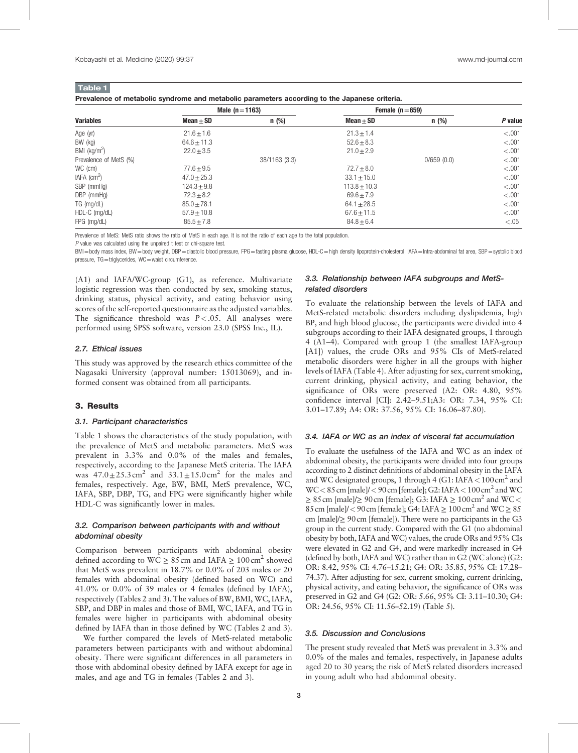**Table 1**

**Prevalence of metabolic syndrome and metabolic parameters according to the Japanese criteria.**

| Variables | Male (n = 1163) | | Female (n = 659) | | P value |
|---|---|---|---|---|---|
| | Mean ± SD | n (%) | Mean ± SD | n (%) | |
| Age (yr) | 21.6 ± 1.6 | | 21.3 ± 1.4 | | <.001 |
| BW (kg) | 64.6 ± 11.3 | | 52.6 ± 8.3 | | <.001 |
| BMI (kg/m$^2$) | 22.0 ± 3.5 | | 21.0 ± 2.9 | | <.001 |
| Prevalence of MetS (%) | | 38/1163 (3.3) | | 0/659 (0.0) | <.001 |
| WC (cm) | 77.6 ± 9.5 | | 72.7 ± 8.0 | | <.001 |
| IAFA (cm$^2$) | 47.0 ± 25.3 | | 33.1 ± 15.0 | | <.001 |
| SBP (mmHg) | 124.3 ± 9.8 | | 113.8 ± 10.3 | | <.001 |
| DBP (mmHg) | 72.3 ± 8.2 | | 69.6 ± 7.9 | | <.001 |
| TG (mg/dL) | 85.0 ± 78.1 | | 64.1 ± 28.5 | | <.001 |
| HDL-C (mg/dL) | 57.9 ± 10.8 | | 67.6 ± 11.5 | | <.001 |
| FPG (mg/dL) | 85.5 ± 7.8 | | 84.8 ± 6.4 | | <.05 |

Prevalence of MetS: MetS ratio shows the ratio of MetS in each age. It is not the ratio of each age to the total population.

P value was calculated using the unpaired t test or chi-square test.

BMI = body mass index, BW = body weight, DBP = diastolic blood pressure, FPG = fasting plasma glucose, HDL-C = high density lipoprotein-cholesterol, IAFA = Intra-abdominal fat area, SBP = systolic blood pressure, TG = triglycerides, WC = waist circumference.

(A1) and IAFA/WC-group (G1), as reference. Multivariate logistic regression was then conducted by sex, smoking status, drinking status, physical activity, and eating behavior using scores of the self-reported questionnaire as the adjusted variables. The significance threshold was $P < .05$. All analyses were performed using SPSS software, version 23.0 (SPSS Inc., IL).

### 2.7. Ethical issues

This study was approved by the research ethics committee of the Nagasaki University (approval number: 15013069), and informed consent was obtained from all participants.

## 3. Results

### 3.1. Participant characteristics

Table 1 shows the characteristics of the study population, with the prevalence of MetS and metabolic parameters. MetS was prevalent in 3.3% and 0.0% of the males and females, respectively, according to the Japanese MetS criteria. The IAFA was $47.0 \pm 25.3\,\text{cm}^2$ and $33.1 \pm 15.0\,\text{cm}^2$ for the males and females, respectively. Age, BW, BMI, MetS prevalence, WC, IAFA, SBP, DBP, TG, and FPG were significantly higher while HDL-C was significantly lower in males.

### 3.2. Comparison between participants with and without abdominal obesity

Comparison between participants with abdominal obesity defined according to WC ≥ 85 cm and IAFA ≥ 100 cm$^2$ showed that MetS was prevalent in 18.7% or 0.0% of 203 males or 20 females with abdominal obesity (defined based on WC) and 41.0% or 0.0% of 39 males or 4 females (defined by IAFA), respectively (Tables 2 and 3). The values of BW, BMI, WC, IAFA, SBP, and DBP in males and those of BMI, WC, IAFA, and TG in females were higher in participants with abdominal obesity defined by IAFA than in those defined by WC (Tables 2 and 3).

We further compared the levels of MetS-related metabolic parameters between participants with and without abdominal obesity. There were significant differences in all parameters in those with abdominal obesity defined by IAFA except for age in males, and age and TG in females (Tables 2 and 3).

### 3.3. Relationship between IAFA subgroups and MetS-related disorders

To evaluate the relationship between the levels of IAFA and MetS-related metabolic disorders including dyslipidemia, high BP, and high blood glucose, the participants were divided into 4 subgroups according to their IAFA designated groups, 1 through 4 (A1–4). Compared with group 1 (the smallest IAFA-group [A1]) values, the crude ORs and 95% CIs of MetS-related metabolic disorders were higher in all the groups with higher levels of IAFA (Table 4). After adjusting for sex, current smoking, current drinking, physical activity, and eating behavior, the significance of ORs were preserved (A2: OR: 4.80, 95% confidence interval [CI]: 2.42–9.51;A3: OR: 7.34, 95% CI: 3.01–17.89; A4: OR: 37.56, 95% CI: 16.06–87.80).

### 3.4. IAFA or WC as an index of visceral fat accumulation

To evaluate the usefulness of the IAFA and WC as an index of abdominal obesity, the participants were divided into four groups according to 2 distinct definitions of abdominal obesity in the IAFA and WC designated groups, 1 through 4 (G1: IAFA < 100 cm$^2$ and WC < 85 cm [male]/ < 90 cm [female]; G2: IAFA < 100 cm$^2$ and WC ≥ 85 cm [male]/≥ 90 cm [female]; G3: IAFA ≥ 100 cm$^2$ and WC < 85 cm [male]/ < 90 cm [female]; G4: IAFA ≥ 100 cm$^2$ and WC ≥ 85 cm [male]/≥ 90 cm [female]). There were no participants in the G3 group in the current study. Compared with the G1 (no abdominal obesity by both, IAFA and WC) values, the crude ORs and 95% CIs were elevated in G2 and G4, and were markedly increased in G4 (defined by both, IAFA and WC) rather than in G2 (WC alone) (G2: OR: 8.42, 95% CI: 4.76–15.21; G4: OR: 35.85, 95% CI: 17.28–74.37). After adjusting for sex, current smoking, current drinking, physical activity, and eating behavior, the significance of ORs was preserved in G2 and G4 (G2: OR: 5.66, 95% CI: 3.11–10.30; G4: OR: 24.56, 95% CI: 11.56–52.19) (Table 5).

### 3.5. Discussion and Conclusions

The present study revealed that MetS was prevalent in 3.3% and 0.0% of the males and females, respectively, in Japanese adults aged 20 to 30 years; the risk of MetS related disorders increased in young adult who had abdominal obesity.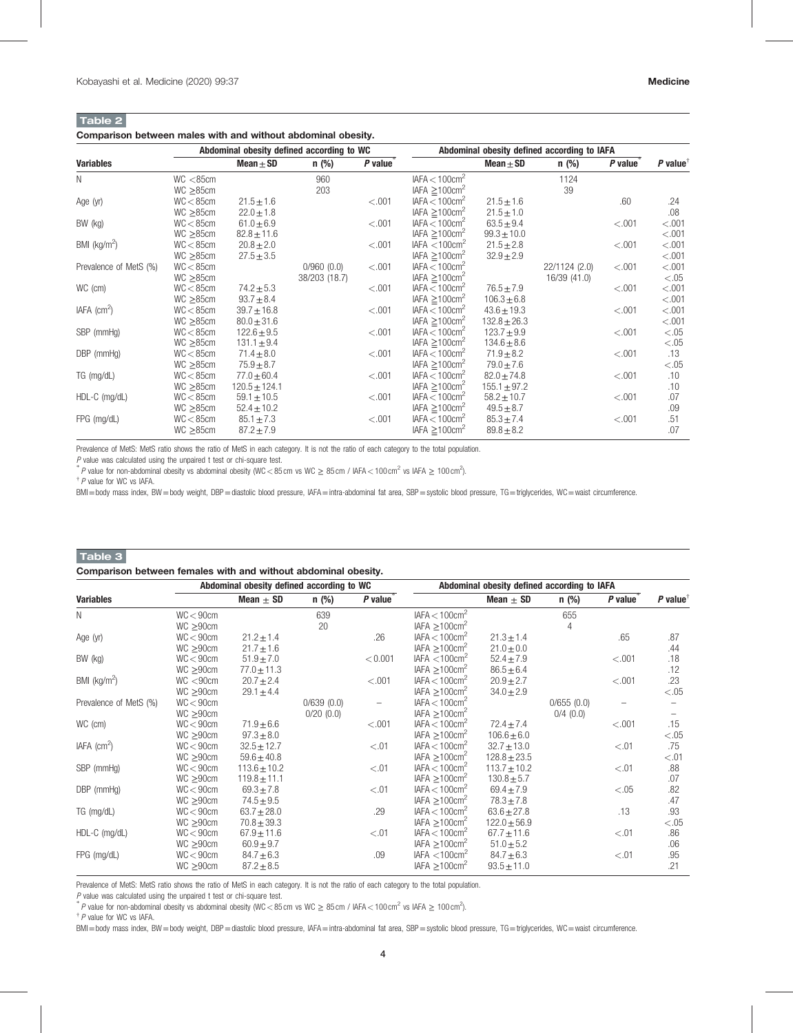**Table 2**

**Comparison between males with and without abdominal obesity.**

| Variables | Abdominal obesity defined according to WC | | | | Abdominal obesity defined according to IAFA | | | | |
|---|---|---|---|---|---|---|---|---|---|
| | | Mean ± SD | n (%) | *P* value* | | Mean ± SD | n (%) | *P* value* | *P* value† |
| N | WC <85cm | | 960 | | IAFA < 100cm² | | 1124 | | |
| | WC ≥85cm | | 203 | | IAFA ≥100cm² | | 39 | | |
| Age (yr) | WC < 85cm | 21.5 ± 1.6 | | <.001 | IAFA < 100cm² | 21.5 ± 1.6 | | .60 | .24 |
| | WC ≥85cm | 22.0 ± 1.8 | | | IAFA ≥100cm² | 21.5 ± 1.0 | | | .08 |
| BW (kg) | WC < 85cm | 61.0 ± 6.9 | | <.001 | IAFA < 100cm² | 63.5 ± 9.4 | | <.001 | <.001 |
| | WC ≥85cm | 82.8 ± 11.6 | | | IAFA ≥100cm² | 99.3 ± 10.0 | | | <.001 |
| BMI (kg/m²) | WC < 85cm | 20.8 ± 2.0 | | <.001 | IAFA <100cm² | 21.5 ± 2.8 | | <.001 | <.001 |
| | WC ≥85cm | 27.5 ± 3.5 | | | IAFA ≥100cm² | 32.9 ± 2.9 | | | <.001 |
| Prevalence of MetS (%) | WC < 85cm | | 0/960 (0.0) | <.001 | IAFA < 100cm² | | 22/1124 (2.0) | <.001 | <.001 |
| | WC ≥85cm | | 38/203 (18.7) | | IAFA ≥100cm² | | 16/39 (41.0) | | <.05 |
| WC (cm) | WC < 85cm | 74.2 ± 5.3 | | <.001 | IAFA < 100cm² | 76.5 ± 7.9 | | <.001 | <.001 |
| | WC ≥85cm | 93.7 ± 8.4 | | | IAFA ≥100cm² | 106.3 ± 6.8 | | | <.001 |
| IAFA (cm²) | WC < 85cm | 39.7 ± 16.8 | | <.001 | IAFA < 100cm² | 43.6 ± 19.3 | | <.001 | <.001 |
| | WC ≥85cm | 80.0 ± 31.6 | | | IAFA ≥100cm² | 132.8 ± 26.3 | | | <.001 |
| SBP (mmHg) | WC < 85cm | 122.6 ± 9.5 | | <.001 | IAFA < 100cm² | 123.7 ± 9.9 | | <.001 | <.05 |
| | WC ≥85cm | 131.1 ± 9.4 | | | IAFA ≥100cm² | 134.6 ± 8.6 | | | <.05 |
| DBP (mmHg) | WC < 85cm | 71.4 ± 8.0 | | <.001 | IAFA < 100cm² | 71.9 ± 8.2 | | <.001 | .13 |
| | WC ≥85cm | 75.9 ± 8.7 | | | IAFA ≥100cm² | 79.0 ± 7.6 | | | <.05 |
| TG (mg/dL) | WC < 85cm | 77.0 ± 60.4 | | <.001 | IAFA < 100cm² | 82.0 ± 74.8 | | <.001 | .10 |
| | WC ≥85cm | 120.5 ± 124.1 | | | IAFA ≥100cm² | 155.1 ± 97.2 | | | .10 |
| HDL-C (mg/dL) | WC < 85cm | 59.1 ± 10.5 | | <.001 | IAFA < 100cm² | 58.2 ± 10.7 | | <.001 | .07 |
| | WC ≥85cm | 52.4 ± 10.2 | | | IAFA ≥100cm² | 49.5 ± 8.7 | | | .09 |
| FPG (mg/dL) | WC < 85cm | 85.1 ± 7.3 | | <.001 | IAFA < 100cm² | 85.3 ± 7.4 | | <.001 | .51 |
| | WC ≥85cm | 87.2 ± 7.9 | | | IAFA ≥100cm² | 89.8 ± 8.2 | | | .07 |

Prevalence of MetS: MetS ratio shows the ratio of MetS in each category. It is not the ratio of each category to the total population.

*P* value was calculated using the unpaired t test or chi-square test.

\* *P* value for non-abdominal obesity vs abdominal obesity (WC < 85 cm vs WC ≥ 85 cm / IAFA < 100 cm² vs IAFA ≥ 100 cm²).

† *P* value for WC vs IAFA.

BMI = body mass index, BW = body weight, DBP = diastolic blood pressure, IAFA = intra-abdominal fat area, SBP = systolic blood pressure, TG = triglycerides, WC = waist circumference.

**Table 3**

**Comparison between females with and without abdominal obesity.**

| Variables | Abdominal obesity defined according to WC | | | | Abdominal obesity defined according to IAFA | | | | |
|---|---|---|---|---|---|---|---|---|---|
| | | Mean ± SD | n (%) | *P* value* | | Mean ± SD | n (%) | *P* value* | *P* value† |
| N | WC < 90cm | | 639 | | IAFA < 100cm² | | 655 | | |
| | WC ≥90cm | | 20 | | IAFA ≥100cm² | | 4 | | |
| Age (yr) | WC < 90cm | 21.2 ± 1.4 | | .26 | IAFA < 100cm² | 21.3 ± 1.4 | | .65 | .87 |
| | WC ≥90cm | 21.7 ± 1.6 | | | IAFA ≥100cm² | 21.0 ± 0.0 | | | .44 |
| BW (kg) | WC < 90cm | 51.9 ± 7.0 | | < 0.001 | IAFA <100cm² | 52.4 ± 7.9 | | <.001 | .18 |
| | WC ≥90cm | 77.0 ± 11.3 | | | IAFA ≥100cm² | 86.5 ± 6.4 | | | .12 |
| BMI (kg/m²) | WC <90cm | 20.7 ± 2.4 | | <.001 | IAFA < 100cm² | 20.9 ± 2.7 | | <.001 | .23 |
| | WC ≥90cm | 29.1 ± 4.4 | | | IAFA ≥100cm² | 34.0 ± 2.9 | | | <.05 |
| Prevalence of MetS (%) | WC < 90cm | | 0/639 (0.0) | – | IAFA < 100cm² | | 0/655 (0.0) | – | – |
| | WC ≥90cm | | 0/20 (0.0) | | IAFA ≥100cm² | | 0/4 (0.0) | | – |
| WC (cm) | WC < 90cm | 71.9 ± 6.6 | | <.001 | IAFA < 100cm² | 72.4 ± 7.4 | | <.001 | .15 |
| | WC ≥90cm | 97.3 ± 8.0 | | | IAFA ≥100cm² | 106.6 ± 6.0 | | | <.05 |
| IAFA (cm²) | WC < 90cm | 32.5 ± 12.7 | | <.01 | IAFA < 100cm² | 32.7 ± 13.0 | | <.01 | .75 |
| | WC ≥90cm | 59.6 ± 40.8 | | | IAFA ≥100cm² | 128.8 ± 23.5 | | | <.01 |
| SBP (mmHg) | WC < 90cm | 113.6 ± 10.2 | | <.01 | IAFA < 100cm² | 113.7 ± 10.2 | | <.01 | .88 |
| | WC ≥90cm | 119.8 ± 11.1 | | | IAFA ≥100cm² | 130.8 ± 5.7 | | | .07 |
| DBP (mmHg) | WC < 90cm | 69.3 ± 7.8 | | <.01 | IAFA < 100cm² | 69.4 ± 7.9 | | <.05 | .82 |
| | WC ≥90cm | 74.5 ± 9.5 | | | IAFA ≥100cm² | 78.3 ± 7.8 | | | .47 |
| TG (mg/dL) | WC < 90cm | 63.7 ± 28.0 | | .29 | IAFA < 100cm² | 63.6 ± 27.8 | | .13 | .93 |
| | WC ≥90cm | 70.8 ± 39.3 | | | IAFA ≥100cm² | 122.0 ± 56.9 | | | <.05 |
| HDL-C (mg/dL) | WC < 90cm | 67.9 ± 11.6 | | <.01 | IAFA < 100cm² | 67.7 ± 11.6 | | <.01 | .86 |
| | WC ≥90cm | 60.9 ± 9.7 | | | IAFA ≥100cm² | 51.0 ± 5.2 | | | .06 |
| FPG (mg/dL) | WC < 90cm | 84.7 ± 6.3 | | .09 | IAFA <100cm² | 84.7 ± 6.3 | | <.01 | .95 |
| | WC ≥90cm | 87.2 ± 8.5 | | | IAFA ≥100cm² | 93.5 ± 11.0 | | | .21 |

Prevalence of MetS: MetS ratio shows the ratio of MetS in each category. It is not the ratio of each category to the total population.

*P* value was calculated using the unpaired t test or chi-square test.

\* *P* value for non-abdominal obesity vs abdominal obesity (WC < 85 cm vs WC ≥ 85 cm / IAFA < 100 cm² vs IAFA ≥ 100 cm²).

† *P* value for WC vs IAFA.

BMI = body mass index, BW = body weight, DBP = diastolic blood pressure, IAFA = intra-abdominal fat area, SBP = systolic blood pressure, TG = triglycerides, WC = waist circumference.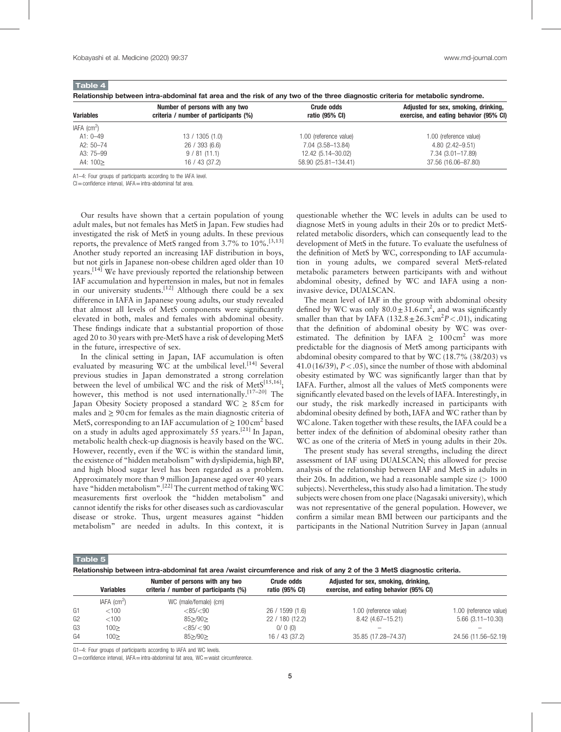**Table 4**

**Relationship between intra-abdominal fat area and the risk of any two of the three diagnostic criteria for metabolic syndrome.**

| Variables | Number of persons with any two criteria / number of participants (%) | Crude odds ratio (95% CI) | Adjusted for sex, smoking, drinking, exercise, and eating behavior (95% CI) |
|---|---|---|---|
| IAFA (cm$^2$) | | | |
| A1: 0–49 | 13 / 1305 (1.0) | 1.00 (reference value) | 1.00 (reference value) |
| A2: 50–74 | 26 / 393 (6.6) | 7.04 (3.58–13.84) | 4.80 (2.42–9.51) |
| A3: 75–99 | 9 / 81 (11.1) | 12.42 (5.14–30.02) | 7.34 (3.01–17.89) |
| A4: 100≥ | 16 / 43 (37.2) | 58.90 (25.81–134.41) | 37.56 (16.06–87.80) |

A1–4: Four groups of participants according to the IAFA level.

CI = confidence interval, IAFA = intra-abdominal fat area.

Our results have shown that a certain population of young adult males, but not females has MetS in Japan. Few studies had investigated the risk of MetS in young adults. In these previous reports, the prevalence of MetS ranged from 3.7% to 10%.[3,13] Another study reported an increasing IAF distribution in boys, but not girls in Japanese non-obese children aged older than 10 years.[14] We have previously reported the relationship between IAF accumulation and hypertension in males, but not in females in our university students.[12] Although there could be a sex difference in IAFA in Japanese young adults, our study revealed that almost all levels of MetS components were significantly elevated in both, males and females with abdominal obesity. These findings indicate that a substantial proportion of those aged 20 to 30 years with pre-MetS have a risk of developing MetS in the future, irrespective of sex.

In the clinical setting in Japan, IAF accumulation is often evaluated by measuring WC at the umbilical level.[14] Several previous studies in Japan demonstrated a strong correlation between the level of umbilical WC and the risk of MetS[15,16]; however, this method is not used internationally.[17–20] The Japan Obesity Society proposed a standard WC ≥ 85 cm for males and ≥ 90 cm for females as the main diagnostic criteria of MetS, corresponding to an IAF accumulation of ≥ 100 cm$^2$ based on a study in adults aged approximately 55 years.[21] In Japan, metabolic health check-up diagnosis is heavily based on the WC. However, recently, even if the WC is within the standard limit, the existence of "hidden metabolism" with dyslipidemia, high BP, and high blood sugar level has been regarded as a problem. Approximately more than 9 million Japanese aged over 40 years have "hidden metabolism".[22] The current method of taking WC measurements first overlook the "hidden metabolism" and cannot identify the risks for other diseases such as cardiovascular disease or stroke. Thus, urgent measures against "hidden metabolism" are needed in adults. In this context, it is questionable whether the WC levels in adults can be used to diagnose MetS in young adults in their 20s or to predict MetS-related metabolic disorders, which can consequently lead to the development of MetS in the future. To evaluate the usefulness of the definition of MetS by WC, corresponding to IAF accumulation in young adults, we compared several MetS-related metabolic parameters between participants with and without abdominal obesity, defined by WC and IAFA using a non-invasive device, DUALSCAN.

The mean level of IAF in the group with abdominal obesity defined by WC was only 80.0 ± 31.6 cm$^2$, and was significantly smaller than that by IAFA (132.8 ± 26.3 cm$^2$ $P < .01$), indicating that the definition of abdominal obesity by WC was overestimated. The definition by IAFA ≥ 100 cm$^2$ was more predictable for the diagnosis of MetS among participants with abdominal obesity compared to that by WC (18.7% (38/203) vs 41.0 (16/39), $P < .05$), since the number of those with abdominal obesity estimated by WC was significantly larger than that by IAFA. Further, almost all the values of MetS components were significantly elevated based on the levels of IAFA. Interestingly, in our study, the risk markedly increased in participants with abdominal obesity defined by both, IAFA and WC rather than by WC alone. Taken together with these results, the IAFA could be a better index of the definition of abdominal obesity rather than WC as one of the criteria of MetS in young adults in their 20s.

The present study has several strengths, including the direct assessment of IAF using DUALSCAN; this allowed for precise analysis of the relationship between IAF and MetS in adults in their 20s. In addition, we had a reasonable sample size (> 1000 subjects). Nevertheless, this study also had a limitation. The study subjects were chosen from one place (Nagasaki university), which was not representative of the general population. However, we confirm a similar mean BMI between our participants and the participants in the National Nutrition Survey in Japan (annual

**Table 5**

**Relationship between intra-abdominal fat area /waist circumference and risk of any 2 of the 3 MetS diagnostic criteria.**

| | Variables | Number of persons with any two criteria / number of participants (%) | Crude odds ratio (95% CI) | Adjusted for sex, smoking, drinking, exercise, and eating behavior (95% CI) | |
|---|---|---|---|---|---|
| | IAFA (cm$^2$) | WC (male/female) (cm) | | | |
| G1 | <100 | <85/<90 | 26 / 1599 (1.6) | 1.00 (reference value) | 1.00 (reference value) |
| G2 | <100 | 85≥/90≥ | 22 / 180 (12.2) | 8.42 (4.67–15.21) | 5.66 (3.11–10.30) |
| G3 | 100≥ | <85/ < 90 | 0/ 0 (0) | – | – |
| G4 | 100≥ | 85≥/90≥ | 16 / 43 (37.2) | 35.85 (17.28–74.37) | 24.56 (11.56–52.19) |

G1–4: Four groups of participants according to IAFA and WC levels.

CI = confidence interval, IAFA = intra-abdominal fat area, WC = waist circumference.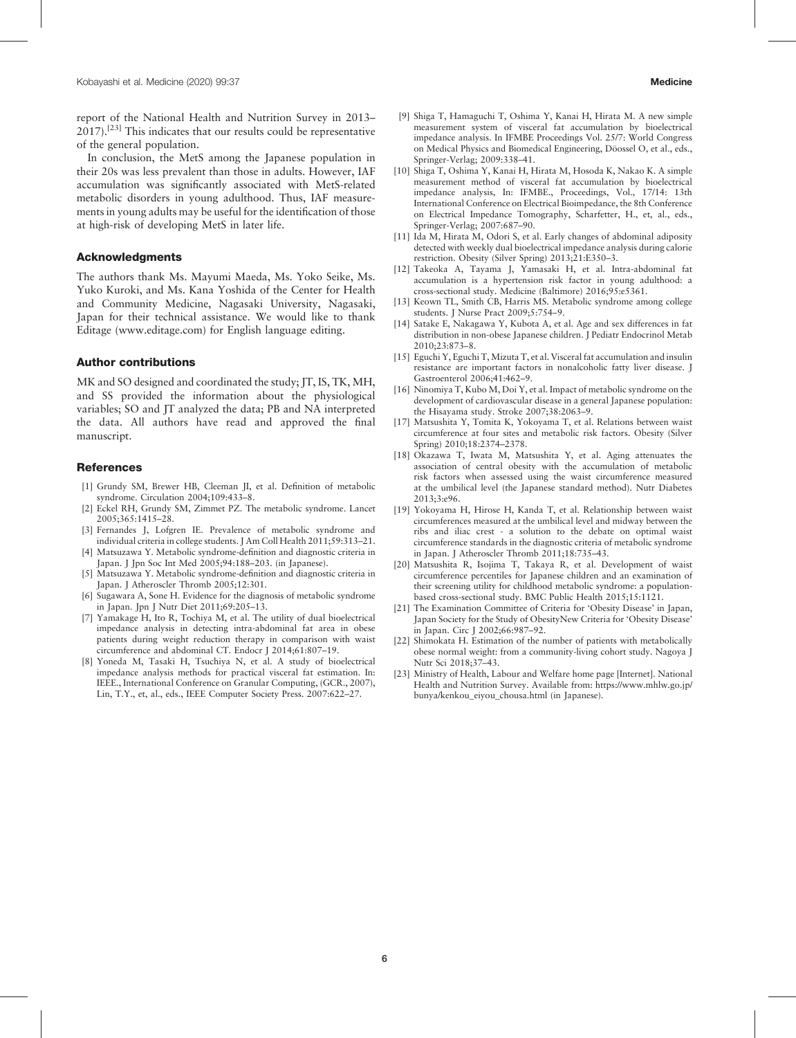report of the National Health and Nutrition Survey in 2013–2017).[23] This indicates that our results could be representative of the general population.

In conclusion, the MetS among the Japanese population in their 20s was less prevalent than those in adults. However, IAF accumulation was significantly associated with MetS-related metabolic disorders in young adulthood. Thus, IAF measurements in young adults may be useful for the identification of those at high-risk of developing MetS in later life.

## Acknowledgments

The authors thank Ms. Mayumi Maeda, Ms. Yoko Seike, Ms. Yuko Kuroki, and Ms. Kana Yoshida of the Center for Health and Community Medicine, Nagasaki University, Nagasaki, Japan for their technical assistance. We would like to thank Editage (www.editage.com) for English language editing.

## Author contributions

MK and SO designed and coordinated the study; JT, IS, TK, MH, and SS provided the information about the physiological variables; SO and JT analyzed the data; PB and NA interpreted the data. All authors have read and approved the final manuscript.

## References

[1] Grundy SM, Brewer HB, Cleeman JI, et al. Definition of metabolic syndrome. Circulation 2004;109:433–8.

[2] Eckel RH, Grundy SM, Zimmet PZ. The metabolic syndrome. Lancet 2005;365:1415–28.

[3] Fernandes J, Lofgren IE. Prevalence of metabolic syndrome and individual criteria in college students. J Am Coll Health 2011;59:313–21.

[4] Matsuzawa Y. Metabolic syndrome-definition and diagnostic criteria in Japan. J Jpn Soc Int Med 2005;94:188–203. (in Japanese).

[5] Matsuzawa Y. Metabolic syndrome-definition and diagnostic criteria in Japan. J Atheroscler Thromb 2005;12:301.

[6] Sugawara A, Sone H. Evidence for the diagnosis of metabolic syndrome in Japan. Jpn J Nutr Diet 2011;69:205–13.

[7] Yamakage H, Ito R, Tochiya M, et al. The utility of dual bioelectrical impedance analysis in detecting intra-abdominal fat area in obese patients during weight reduction therapy in comparison with waist circumference and abdominal CT. Endocr J 2014;61:807–19.

[8] Yoneda M, Tasaki H, Tsuchiya N, et al. A study of bioelectrical impedance analysis methods for practical visceral fat estimation. In: IEEE., International Conference on Granular Computing, (GCR., 2007), Lin, T.Y., et, al., eds., IEEE Computer Society Press. 2007:622–27.

[9] Shiga T, Hamaguchi T, Oshima Y, Kanai H, Hirata M. A new simple measurement system of visceral fat accumulation by bioelectrical impedance analysis. In IFMBE Proceedings Vol. 25/7: World Congress on Medical Physics and Biomedical Engineering, Dössel O, et al., eds., Springer-Verlag; 2009:338–41.

[10] Shiga T, Oshima Y, Kanai H, Hirata M, Hosoda K, Nakao K. A simple measurement method of visceral fat accumulation by bioelectrical impedance analysis, In: IFMBE., Proceedings, Vol., 17/14: 13th International Conference on Electrical Bioimpedance, the 8th Conference on Electrical Impedance Tomography, Scharfetter, H., et, al., eds., Springer-Verlag; 2007:687–90.

[11] Ida M, Hirata M, Odori S, et al. Early changes of abdominal adiposity detected with weekly dual bioelectrical impedance analysis during calorie restriction. Obesity (Silver Spring) 2013;21:E350–3.

[12] Takeoka A, Tayama J, Yamasaki H, et al. Intra-abdominal fat accumulation is a hypertension risk factor in young adulthood: a cross-sectional study. Medicine (Baltimore) 2016;95:e5361.

[13] Keown TL, Smith CB, Harris MS. Metabolic syndrome among college students. J Nurse Pract 2009;5:754–9.

[14] Satake E, Nakagawa Y, Kubota A, et al. Age and sex differences in fat distribution in non-obese Japanese children. J Pediatr Endocrinol Metab 2010;23:873–8.

[15] Eguchi Y, Eguchi T, Mizuta T, et al. Visceral fat accumulation and insulin resistance are important factors in nonalcoholic fatty liver disease. J Gastroenterol 2006;41:462–9.

[16] Ninomiya T, Kubo M, Doi Y, et al. Impact of metabolic syndrome on the development of cardiovascular disease in a general Japanese population: the Hisayama study. Stroke 2007;38:2063–9.

[17] Matsushita Y, Tomita K, Yokoyama T, et al. Relations between waist circumference at four sites and metabolic risk factors. Obesity (Silver Spring) 2010;18:2374–2378.

[18] Okazawa T, Iwata M, Matsushita Y, et al. Aging attenuates the association of central obesity with the accumulation of metabolic risk factors when assessed using the waist circumference measured at the umbilical level (the Japanese standard method). Nutr Diabetes 2013;3:e96.

[19] Yokoyama H, Hirose H, Kanda T, et al. Relationship between waist circumferences measured at the umbilical level and midway between the ribs and iliac crest - a solution to the debate on optimal waist circumference standards in the diagnostic criteria of metabolic syndrome in Japan. J Atheroscler Thromb 2011;18:735–43.

[20] Matsushita R, Isojima T, Takaya R, et al. Development of waist circumference percentiles for Japanese children and an examination of their screening utility for childhood metabolic syndrome: a population-based cross-sectional study. BMC Public Health 2015;15:1121.

[21] The Examination Committee of Criteria for 'Obesity Disease' in Japan, Japan Society for the Study of ObesityNew Criteria for 'Obesity Disease' in Japan. Circ J 2002;66:987–92.

[22] Shimokata H. Estimation of the number of patients with metabolically obese normal weight: from a community-living cohort study. Nagoya J Nutr Sci 2018;37–43.

[23] Ministry of Health, Labour and Welfare home page [Internet]. National Health and Nutrition Survey. Available from: https://www.mhlw.go.jp/bunya/kenkou_eiyou_chousa.html (in Japanese).